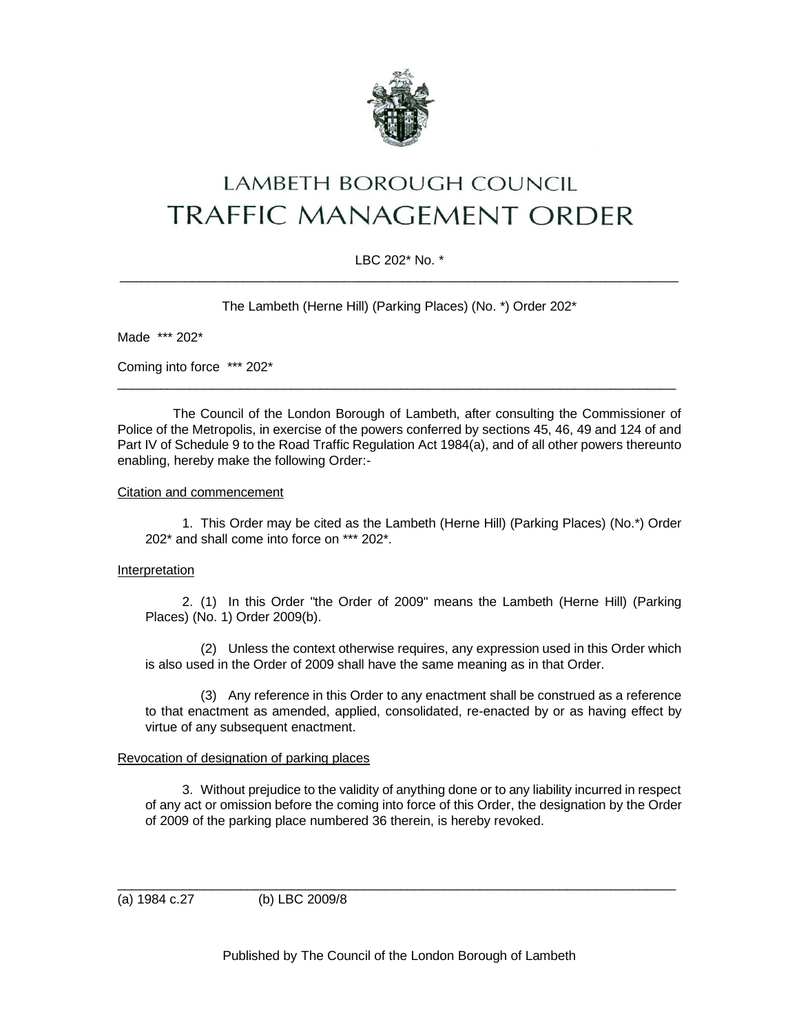# LAMBETH BOROUGH COUNCIL
# TRAFFIC MANAGEMENT ORDER

LBC 202* No. *

---

The Lambeth (Herne Hill) (Parking Places) (No. *) Order 202*

Made *** 202*

Coming into force *** 202*

---

The Council of the London Borough of Lambeth, after consulting the Commissioner of Police of the Metropolis, in exercise of the powers conferred by sections 45, 46, 49 and 124 of and Part IV of Schedule 9 to the Road Traffic Regulation Act 1984(a), and of all other powers thereunto enabling, hereby make the following Order:-

Citation and commencement

1. This Order may be cited as the Lambeth (Herne Hill) (Parking Places) (No.*) Order 202* and shall come into force on *** 202*.

Interpretation

2. (1) In this Order "the Order of 2009" means the Lambeth (Herne Hill) (Parking Places) (No. 1) Order 2009(b).

(2) Unless the context otherwise requires, any expression used in this Order which is also used in the Order of 2009 shall have the same meaning as in that Order.

(3) Any reference in this Order to any enactment shall be construed as a reference to that enactment as amended, applied, consolidated, re-enacted by or as having effect by virtue of any subsequent enactment.

Revocation of designation of parking places

3. Without prejudice to the validity of anything done or to any liability incurred in respect of any act or omission before the coming into force of this Order, the designation by the Order of 2009 of the parking place numbered 36 therein, is hereby revoked.

---

(a) 1984 c.27 (b) LBC 2009/8

Published by The Council of the London Borough of Lambeth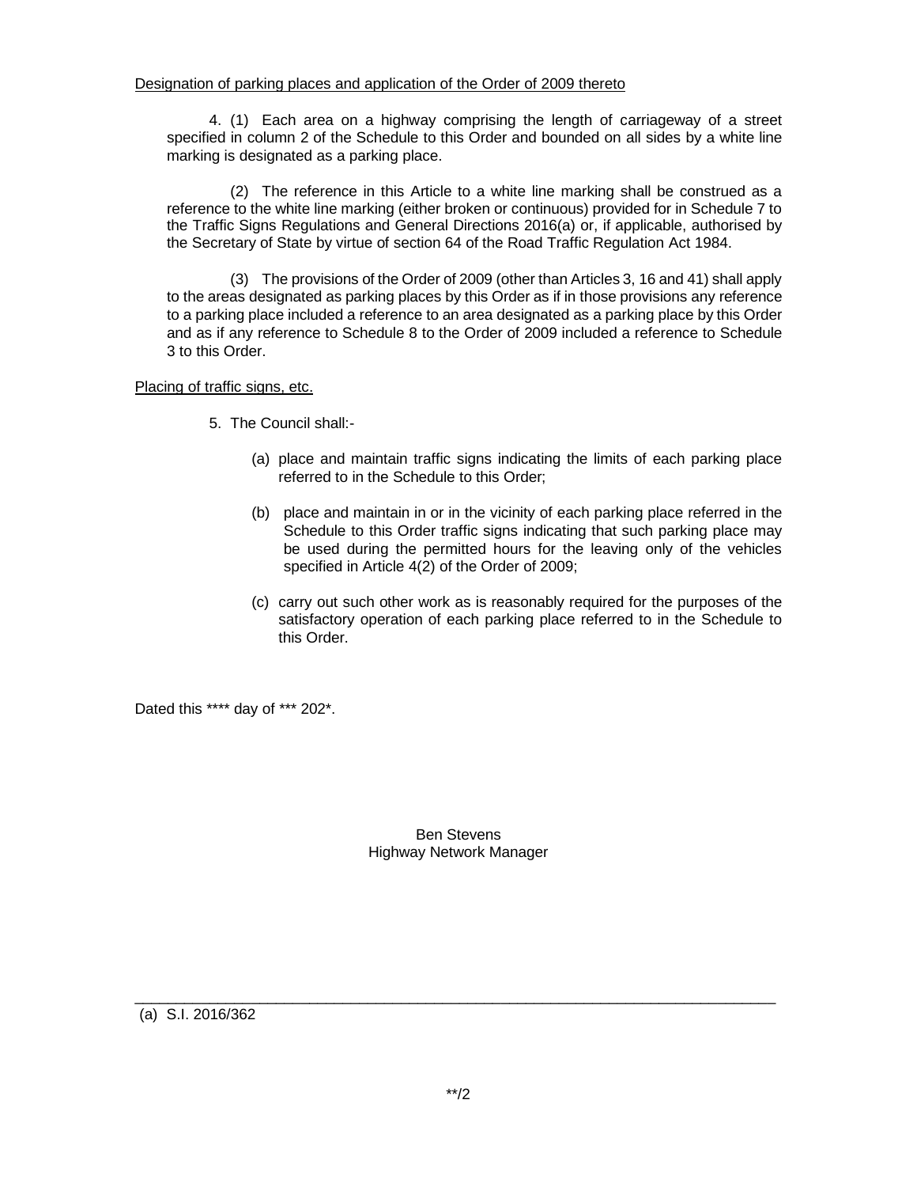Designation of parking places and application of the Order of 2009 thereto

4. (1) Each area on a highway comprising the length of carriageway of a street specified in column 2 of the Schedule to this Order and bounded on all sides by a white line marking is designated as a parking place.

(2) The reference in this Article to a white line marking shall be construed as a reference to the white line marking (either broken or continuous) provided for in Schedule 7 to the Traffic Signs Regulations and General Directions 2016(a) or, if applicable, authorised by the Secretary of State by virtue of section 64 of the Road Traffic Regulation Act 1984.

(3) The provisions of the Order of 2009 (other than Articles 3, 16 and 41) shall apply to the areas designated as parking places by this Order as if in those provisions any reference to a parking place included a reference to an area designated as a parking place by this Order and as if any reference to Schedule 8 to the Order of 2009 included a reference to Schedule 3 to this Order.

Placing of traffic signs, etc.

5. The Council shall:-

(a) place and maintain traffic signs indicating the limits of each parking place referred to in the Schedule to this Order;

(b) place and maintain in or in the vicinity of each parking place referred in the Schedule to this Order traffic signs indicating that such parking place may be used during the permitted hours for the leaving only of the vehicles specified in Article 4(2) of the Order of 2009;

(c) carry out such other work as is reasonably required for the purposes of the satisfactory operation of each parking place referred to in the Schedule to this Order.

Dated this **** day of *** 202*.

Ben Stevens
Highway Network Manager

---

(a) S.I. 2016/362

**/2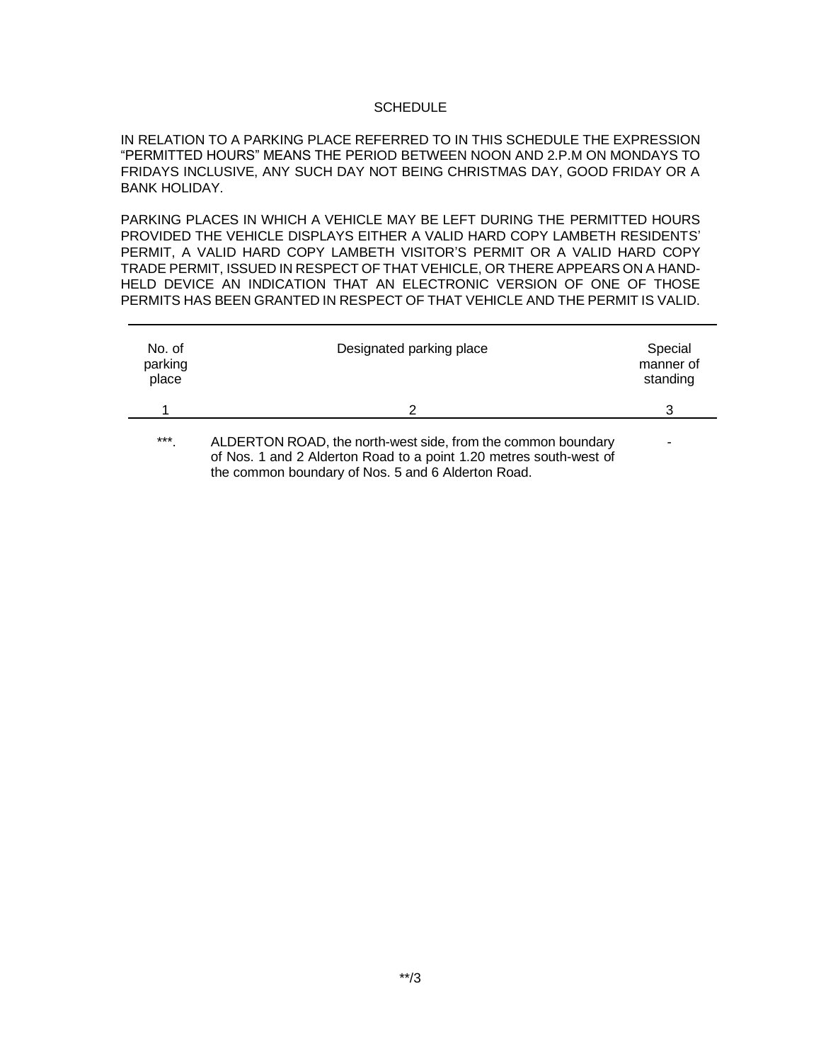SCHEDULE

IN RELATION TO A PARKING PLACE REFERRED TO IN THIS SCHEDULE THE EXPRESSION "PERMITTED HOURS" MEANS THE PERIOD BETWEEN NOON AND 2.P.M ON MONDAYS TO FRIDAYS INCLUSIVE, ANY SUCH DAY NOT BEING CHRISTMAS DAY, GOOD FRIDAY OR A BANK HOLIDAY.

PARKING PLACES IN WHICH A VEHICLE MAY BE LEFT DURING THE PERMITTED HOURS PROVIDED THE VEHICLE DISPLAYS EITHER A VALID HARD COPY LAMBETH RESIDENTS' PERMIT, A VALID HARD COPY LAMBETH VISITOR'S PERMIT OR A VALID HARD COPY TRADE PERMIT, ISSUED IN RESPECT OF THAT VEHICLE, OR THERE APPEARS ON A HAND-HELD DEVICE AN INDICATION THAT AN ELECTRONIC VERSION OF ONE OF THOSE PERMITS HAS BEEN GRANTED IN RESPECT OF THAT VEHICLE AND THE PERMIT IS VALID.

| No. of parking place | Designated parking place | Special manner of standing |
|---|---|---|
| 1 | 2 | 3 |
| ***. | ALDERTON ROAD, the north-west side, from the common boundary of Nos. 1 and 2 Alderton Road to a point 1.20 metres south-west of the common boundary of Nos. 5 and 6 Alderton Road. | - |

**/3